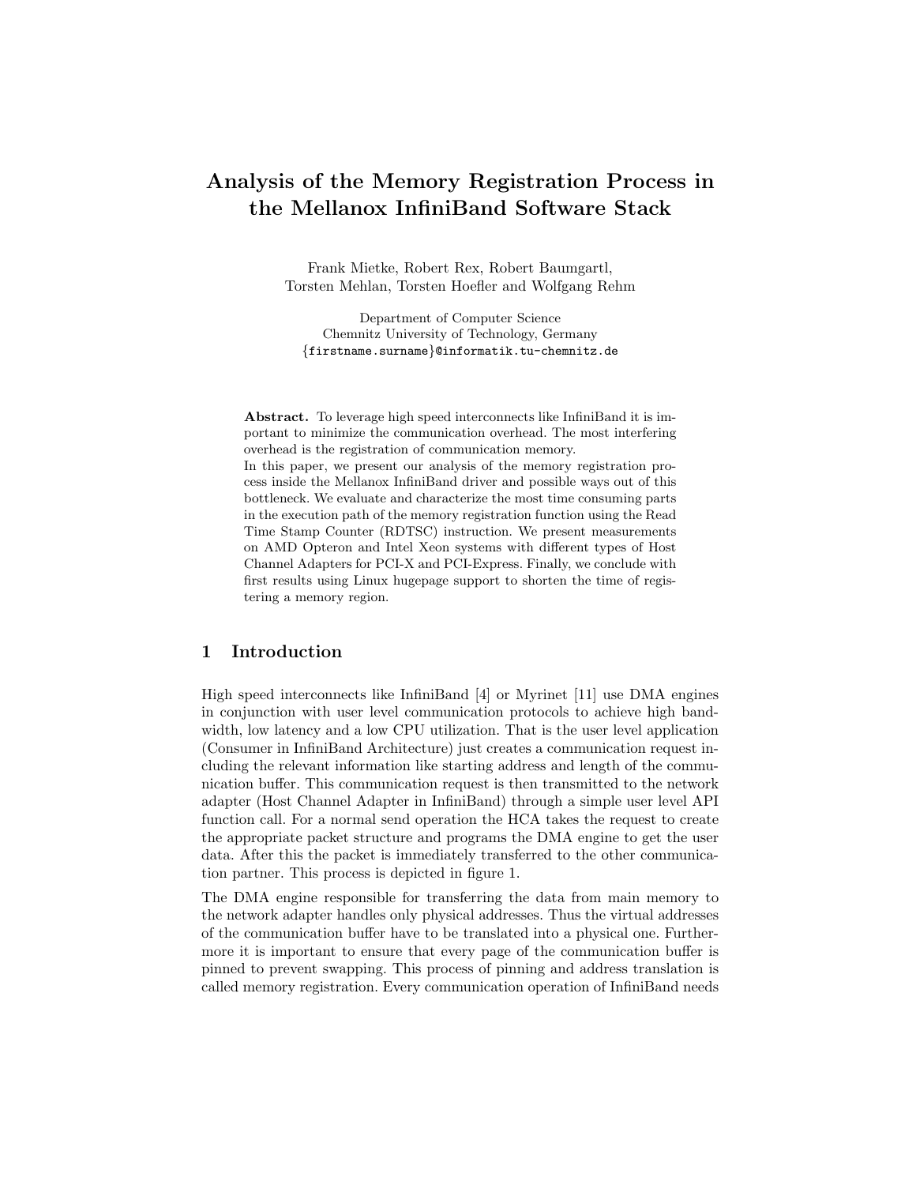# Analysis of the Memory Registration Process in the Mellanox InfiniBand Software Stack

Frank Mietke, Robert Rex, Robert Baumgartl,
Torsten Mehlan, Torsten Hoefler and Wolfgang Rehm

Department of Computer Science
Chemnitz University of Technology, Germany
{firstname.surname}@informatik.tu-chemnitz.de

**Abstract.** To leverage high speed interconnects like InfiniBand it is important to minimize the communication overhead. The most interfering overhead is the registration of communication memory.
In this paper, we present our analysis of the memory registration process inside the Mellanox InfiniBand driver and possible ways out of this bottleneck. We evaluate and characterize the most time consuming parts in the execution path of the memory registration function using the Read Time Stamp Counter (RDTSC) instruction. We present measurements on AMD Opteron and Intel Xeon systems with different types of Host Channel Adapters for PCI-X and PCI-Express. Finally, we conclude with first results using Linux hugepage support to shorten the time of registering a memory region.

## 1 Introduction

High speed interconnects like InfiniBand [4] or Myrinet [11] use DMA engines in conjunction with user level communication protocols to achieve high bandwidth, low latency and a low CPU utilization. That is the user level application (Consumer in InfiniBand Architecture) just creates a communication request including the relevant information like starting address and length of the communication buffer. This communication request is then transmitted to the network adapter (Host Channel Adapter in InfiniBand) through a simple user level API function call. For a normal send operation the HCA takes the request to create the appropriate packet structure and programs the DMA engine to get the user data. After this the packet is immediately transferred to the other communication partner. This process is depicted in figure 1.

The DMA engine responsible for transferring the data from main memory to the network adapter handles only physical addresses. Thus the virtual addresses of the communication buffer have to be translated into a physical one. Furthermore it is important to ensure that every page of the communication buffer is pinned to prevent swapping. This process of pinning and address translation is called memory registration. Every communication operation of InfiniBand needs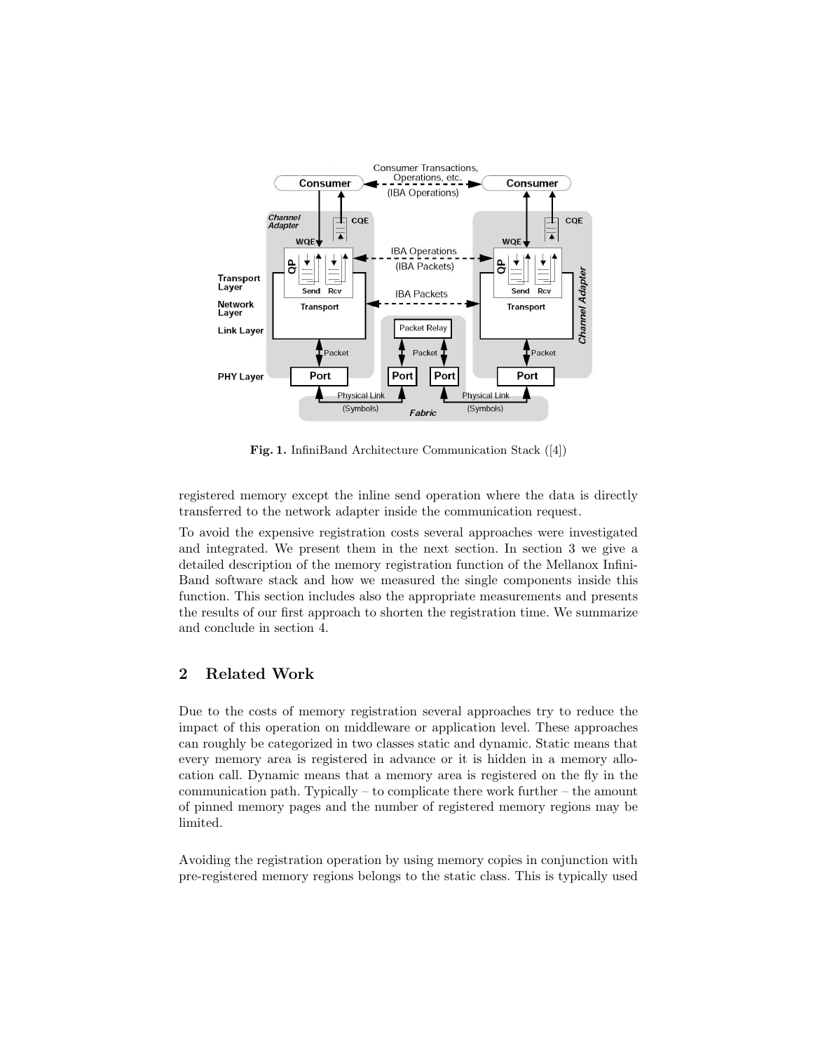**Fig. 1.** InfiniBand Architecture Communication Stack ([4])

registered memory except the inline send operation where the data is directly transferred to the network adapter inside the communication request.

To avoid the expensive registration costs several approaches were investigated and integrated. We present them in the next section. In section 3 we give a detailed description of the memory registration function of the Mellanox InfiniBand software stack and how we measured the single components inside this function. This section includes also the appropriate measurements and presents the results of our first approach to shorten the registration time. We summarize and conclude in section 4.

## 2 Related Work

Due to the costs of memory registration several approaches try to reduce the impact of this operation on middleware or application level. These approaches can roughly be categorized in two classes static and dynamic. Static means that every memory area is registered in advance or it is hidden in a memory allocation call. Dynamic means that a memory area is registered on the fly in the communication path. Typically – to complicate there work further – the amount of pinned memory pages and the number of registered memory regions may be limited.

Avoiding the registration operation by using memory copies in conjunction with pre-registered memory regions belongs to the static class. This is typically used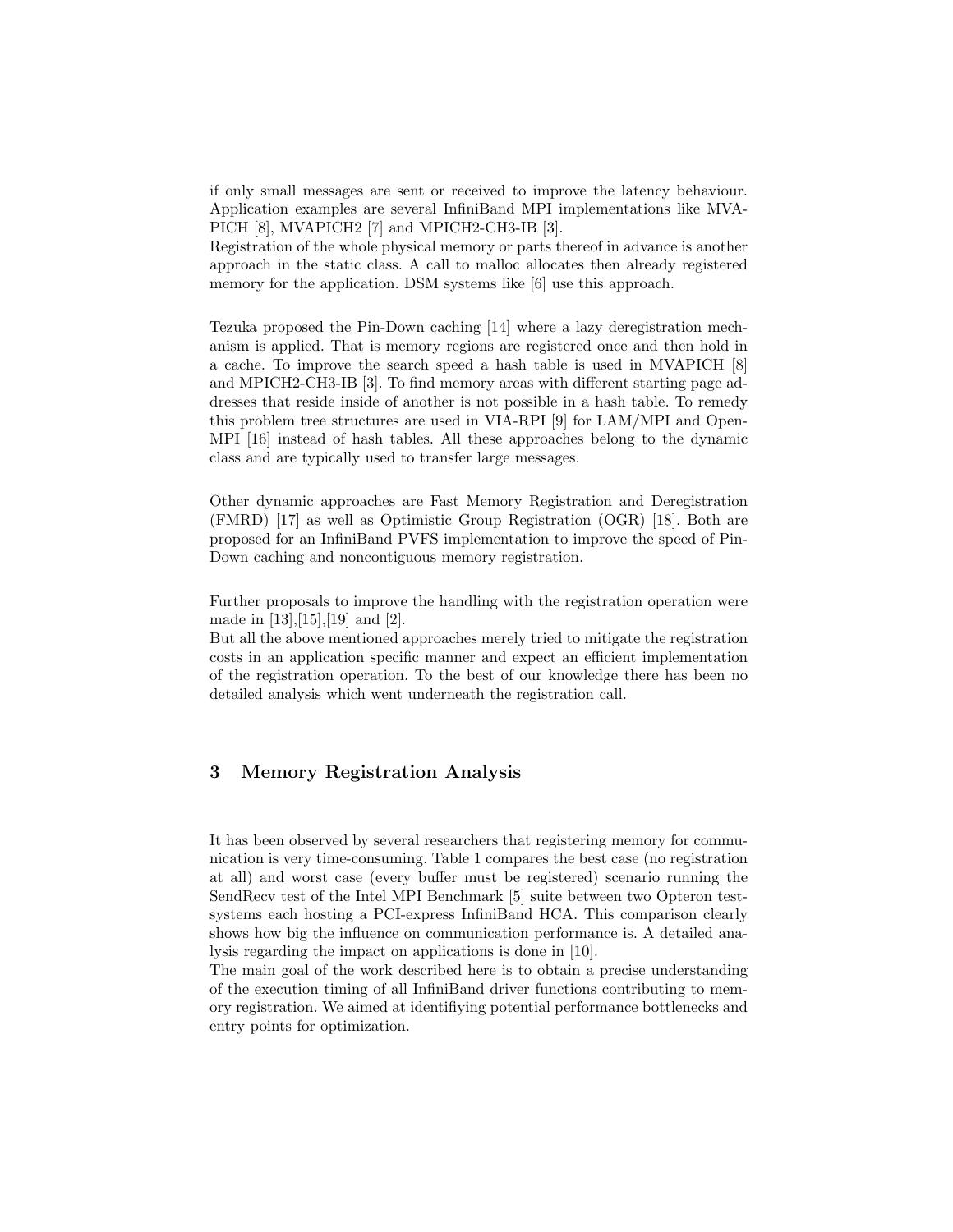if only small messages are sent or received to improve the latency behaviour. Application examples are several InfiniBand MPI implementations like MVAPICH [8], MVAPICH2 [7] and MPICH2-CH3-IB [3].
Registration of the whole physical memory or parts thereof in advance is another approach in the static class. A call to malloc allocates then already registered memory for the application. DSM systems like [6] use this approach.

Tezuka proposed the Pin-Down caching [14] where a lazy deregistration mechanism is applied. That is memory regions are registered once and then hold in a cache. To improve the search speed a hash table is used in MVAPICH [8] and MPICH2-CH3-IB [3]. To find memory areas with different starting page addresses that reside inside of another is not possible in a hash table. To remedy this problem tree structures are used in VIA-RPI [9] for LAM/MPI and Open-MPI [16] instead of hash tables. All these approaches belong to the dynamic class and are typically used to transfer large messages.

Other dynamic approaches are Fast Memory Registration and Deregistration (FMRD) [17] as well as Optimistic Group Registration (OGR) [18]. Both are proposed for an InfiniBand PVFS implementation to improve the speed of Pin-Down caching and noncontiguous memory registration.

Further proposals to improve the handling with the registration operation were made in [13],[15],[19] and [2].
But all the above mentioned approaches merely tried to mitigate the registration costs in an application specific manner and expect an efficient implementation of the registration operation. To the best of our knowledge there has been no detailed analysis which went underneath the registration call.

## 3 Memory Registration Analysis

It has been observed by several researchers that registering memory for communication is very time-consuming. Table 1 compares the best case (no registration at all) and worst case (every buffer must be registered) scenario running the SendRecv test of the Intel MPI Benchmark [5] suite between two Opteron test-systems each hosting a PCI-express InfiniBand HCA. This comparison clearly shows how big the influence on communication performance is. A detailed analysis regarding the impact on applications is done in [10].
The main goal of the work described here is to obtain a precise understanding of the execution timing of all InfiniBand driver functions contributing to memory registration. We aimed at identifiying potential performance bottlenecks and entry points for optimization.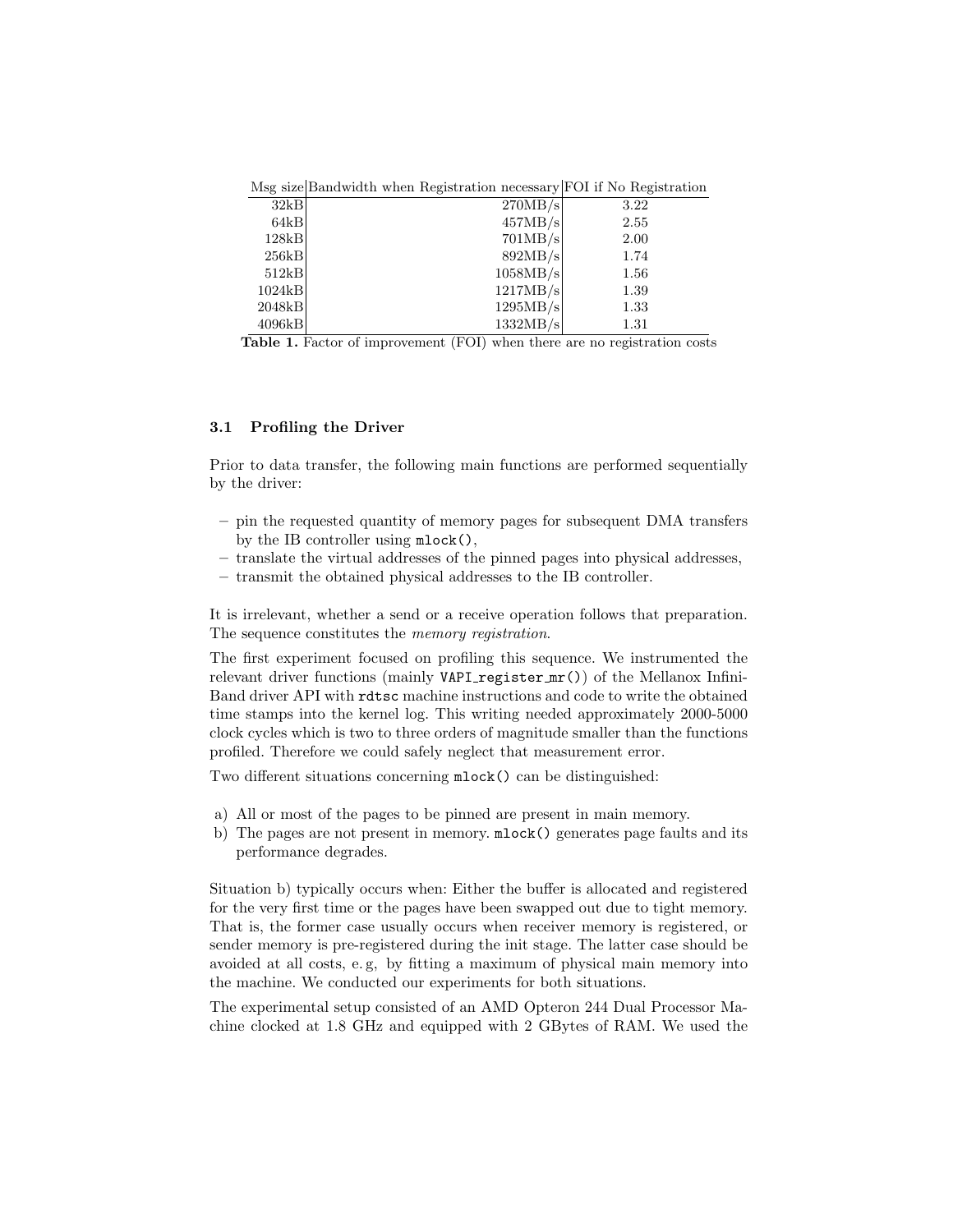| Msg size | Bandwidth when Registration necessary | FOI if No Registration |
|---:|---:|:---:|
| 32kB | 270MB/s | 3.22 |
| 64kB | 457MB/s | 2.55 |
| 128kB | 701MB/s | 2.00 |
| 256kB | 892MB/s | 1.74 |
| 512kB | 1058MB/s | 1.56 |
| 1024kB | 1217MB/s | 1.39 |
| 2048kB | 1295MB/s | 1.33 |
| 4096kB | 1332MB/s | 1.31 |

**Table 1.** Factor of improvement (FOI) when there are no registration costs

### 3.1 Profiling the Driver

Prior to data transfer, the following main functions are performed sequentially by the driver:

- pin the requested quantity of memory pages for subsequent DMA transfers by the IB controller using `mlock()`,
- translate the virtual addresses of the pinned pages into physical addresses,
- transmit the obtained physical addresses to the IB controller.

It is irrelevant, whether a send or a receive operation follows that preparation. The sequence constitutes the *memory registration*.

The first experiment focused on profiling this sequence. We instrumented the relevant driver functions (mainly `VAPI_register_mr()`) of the Mellanox InfiniBand driver API with `rdtsc` machine instructions and code to write the obtained time stamps into the kernel log. This writing needed approximately 2000-5000 clock cycles which is two to three orders of magnitude smaller than the functions profiled. Therefore we could safely neglect that measurement error.

Two different situations concerning `mlock()` can be distinguished:

a) All or most of the pages to be pinned are present in main memory.
b) The pages are not present in memory. `mlock()` generates page faults and its performance degrades.

Situation b) typically occurs when: Either the buffer is allocated and registered for the very first time or the pages have been swapped out due to tight memory. That is, the former case usually occurs when receiver memory is registered, or sender memory is pre-registered during the init stage. The latter case should be avoided at all costs, e. g, by fitting a maximum of physical main memory into the machine. We conducted our experiments for both situations.

The experimental setup consisted of an AMD Opteron 244 Dual Processor Machine clocked at 1.8 GHz and equipped with 2 GBytes of RAM. We used the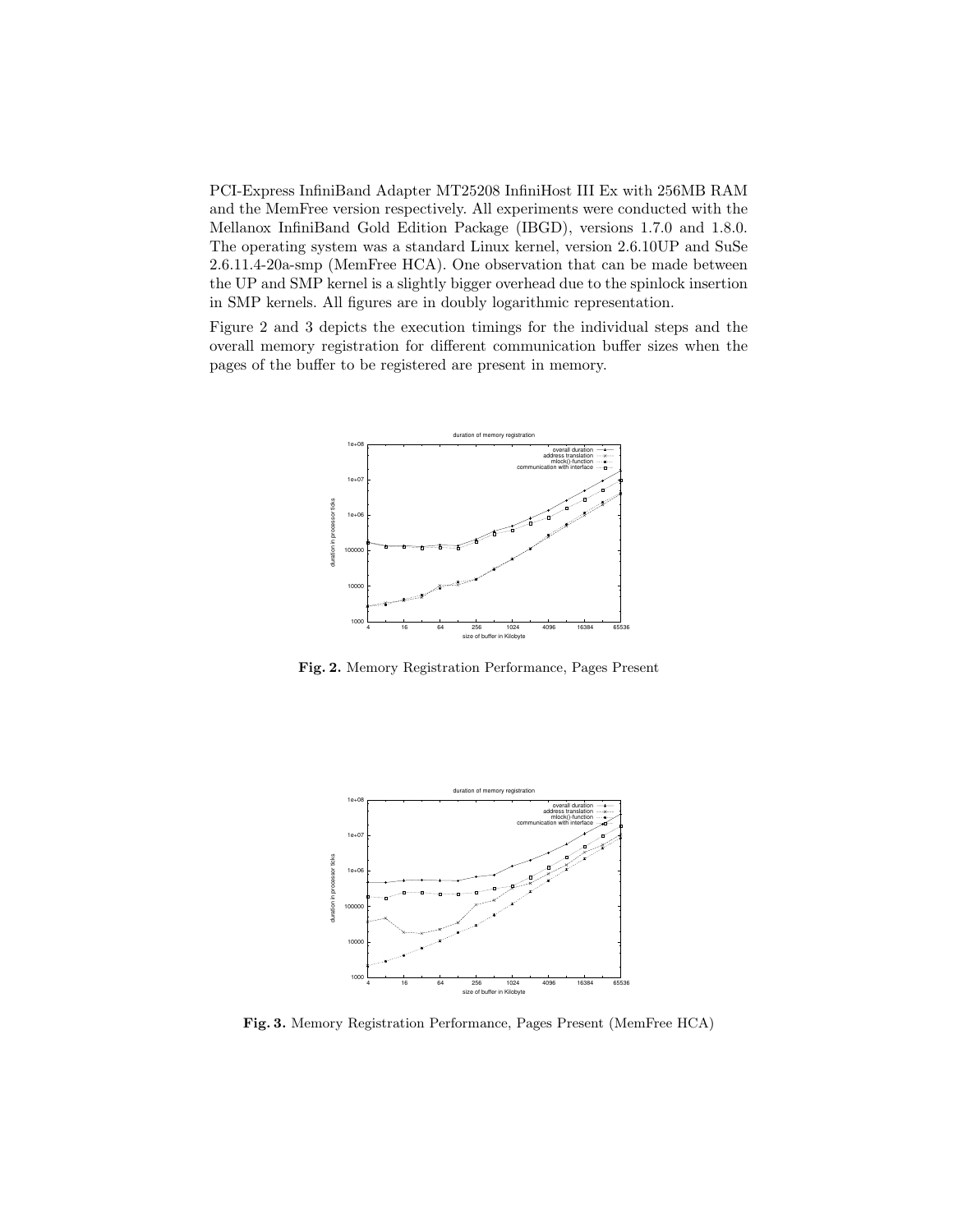PCI-Express InfiniBand Adapter MT25208 InfiniHost III Ex with 256MB RAM and the MemFree version respectively. All experiments were conducted with the Mellanox InfiniBand Gold Edition Package (IBGD), versions 1.7.0 and 1.8.0. The operating system was a standard Linux kernel, version 2.6.10UP and SuSe 2.6.11.4-20a-smp (MemFree HCA). One observation that can be made between the UP and SMP kernel is a slightly bigger overhead due to the spinlock insertion in SMP kernels. All figures are in doubly logarithmic representation.

Figure 2 and 3 depicts the execution timings for the individual steps and the overall memory registration for different communication buffer sizes when the pages of the buffer to be registered are present in memory.

**Fig. 2.** Memory Registration Performance, Pages Present

**Fig. 3.** Memory Registration Performance, Pages Present (MemFree HCA)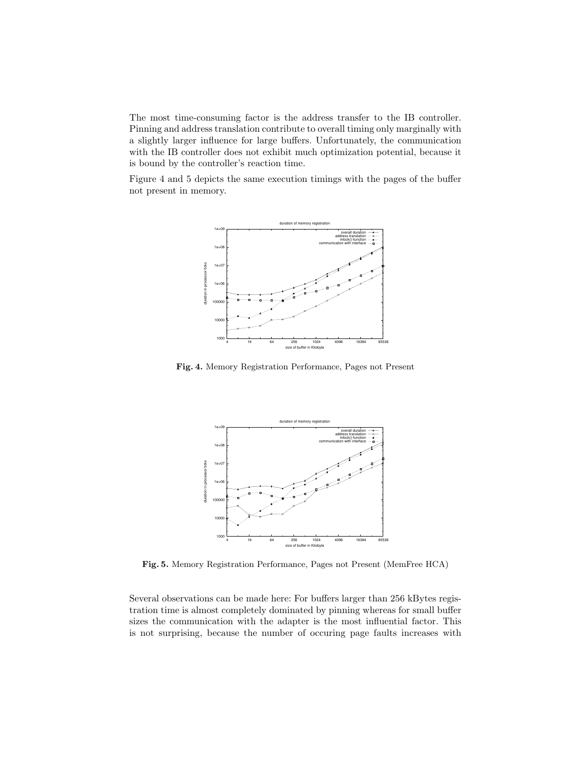The most time-consuming factor is the address transfer to the IB controller. Pinning and address translation contribute to overall timing only marginally with a slightly larger influence for large buffers. Unfortunately, the communication with the IB controller does not exhibit much optimization potential, because it is bound by the controller's reaction time.

Figure 4 and 5 depicts the same execution timings with the pages of the buffer not present in memory.

**Fig. 4.** Memory Registration Performance, Pages not Present

**Fig. 5.** Memory Registration Performance, Pages not Present (MemFree HCA)

Several observations can be made here: For buffers larger than 256 kBytes registration time is almost completely dominated by pinning whereas for small buffer sizes the communication with the adapter is the most influential factor. This is not surprising, because the number of occuring page faults increases with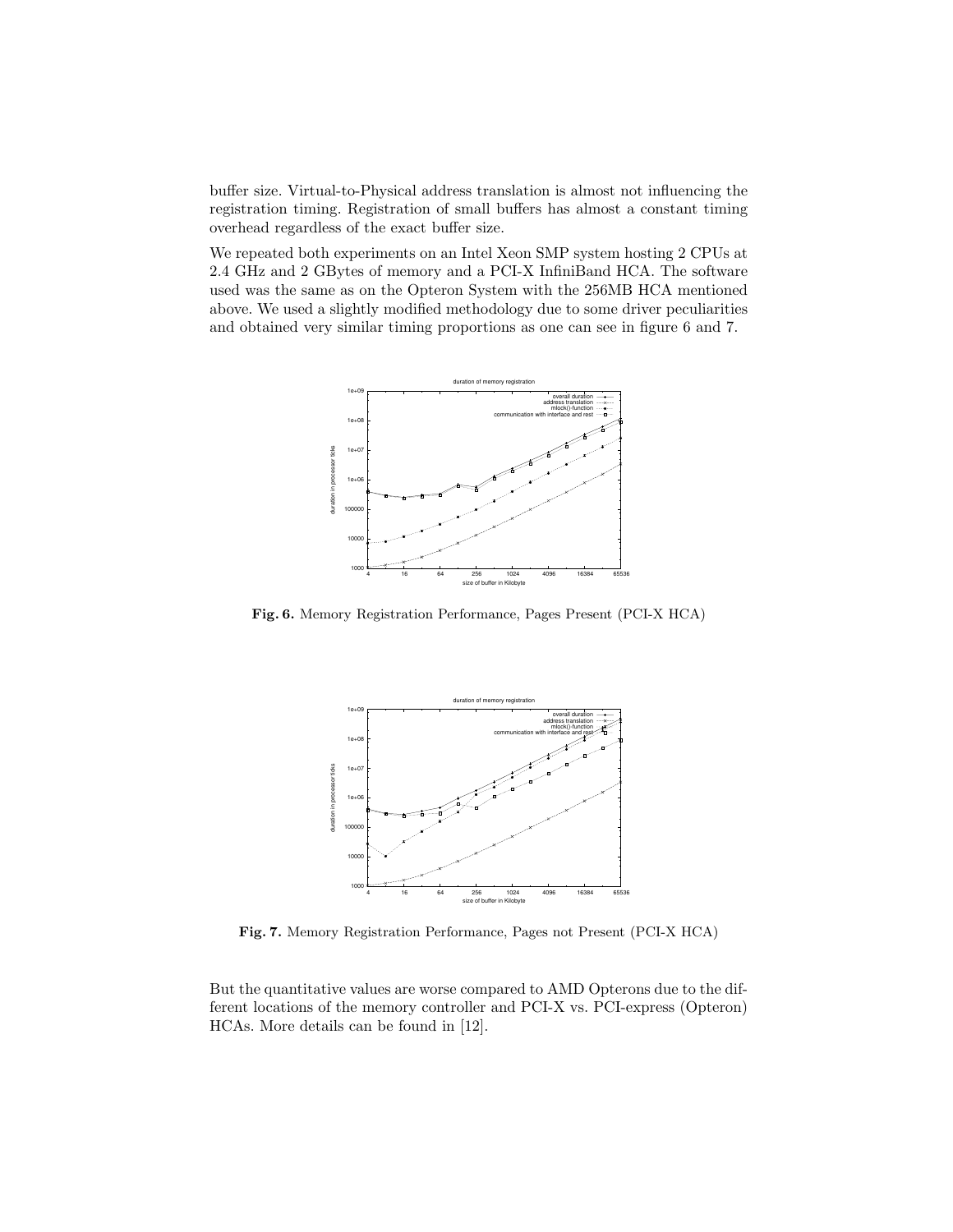buffer size. Virtual-to-Physical address translation is almost not influencing the registration timing. Registration of small buffers has almost a constant timing overhead regardless of the exact buffer size.

We repeated both experiments on an Intel Xeon SMP system hosting 2 CPUs at 2.4 GHz and 2 GBytes of memory and a PCI-X InfiniBand HCA. The software used was the same as on the Opteron System with the 256MB HCA mentioned above. We used a slightly modified methodology due to some driver peculiarities and obtained very similar timing proportions as one can see in figure 6 and 7.

**Fig. 6.** Memory Registration Performance, Pages Present (PCI-X HCA)

**Fig. 7.** Memory Registration Performance, Pages not Present (PCI-X HCA)

But the quantitative values are worse compared to AMD Opterons due to the different locations of the memory controller and PCI-X vs. PCI-express (Opteron) HCAs. More details can be found in [12].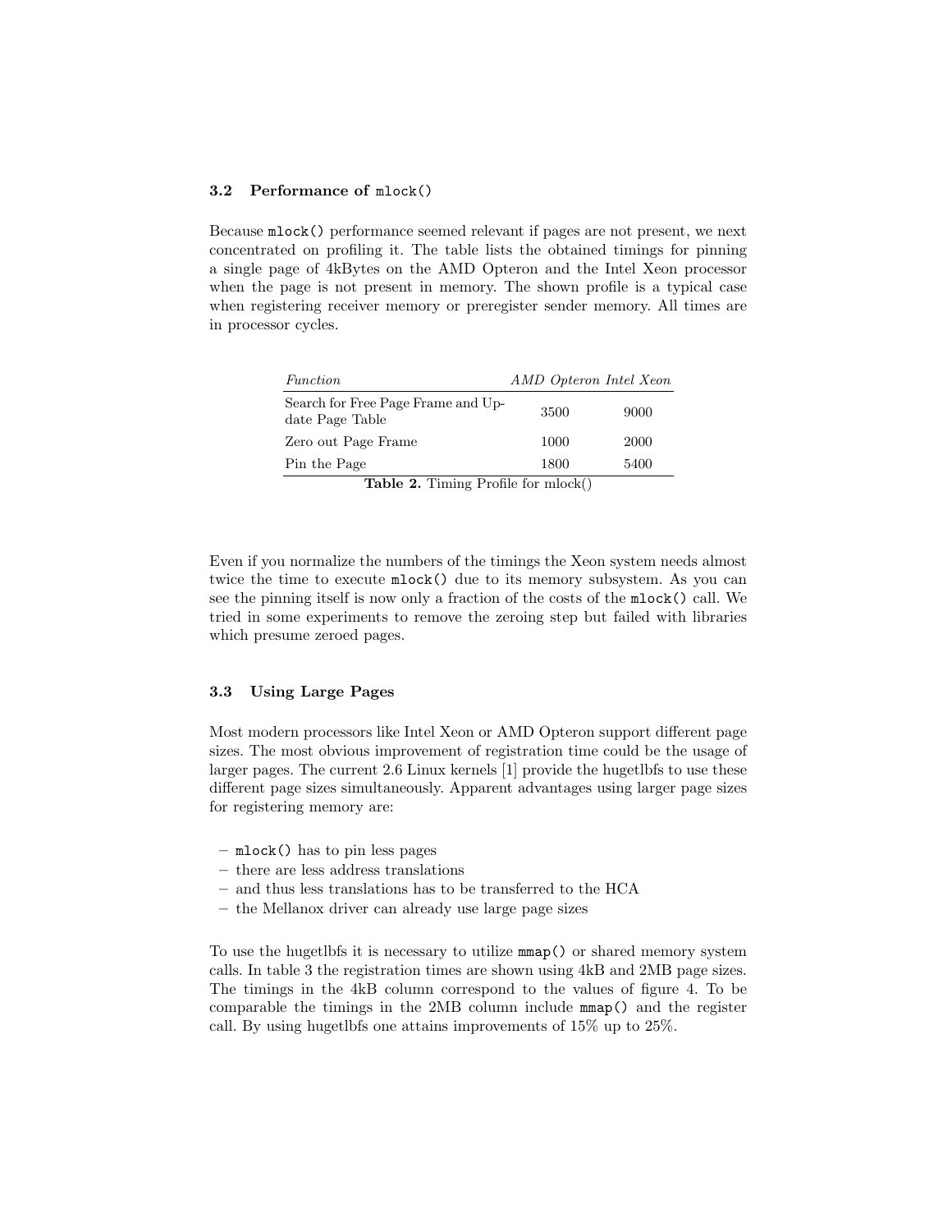### 3.2 Performance of `mlock()`

Because `mlock()` performance seemed relevant if pages are not present, we next concentrated on profiling it. The table lists the obtained timings for pinning a single page of 4kBytes on the AMD Opteron and the Intel Xeon processor when the page is not present in memory. The shown profile is a typical case when registering receiver memory or preregister sender memory. All times are in processor cycles.

| *Function* | *AMD Opteron* | *Intel Xeon* |
|---|---|---|
| Search for Free Page Frame and Update Page Table | 3500 | 9000 |
| Zero out Page Frame | 1000 | 2000 |
| Pin the Page | 1800 | 5400 |

**Table 2.** Timing Profile for mlock()

Even if you normalize the numbers of the timings the Xeon system needs almost twice the time to execute `mlock()` due to its memory subsystem. As you can see the pinning itself is now only a fraction of the costs of the `mlock()` call. We tried in some experiments to remove the zeroing step but failed with libraries which presume zeroed pages.

### 3.3 Using Large Pages

Most modern processors like Intel Xeon or AMD Opteron support different page sizes. The most obvious improvement of registration time could be the usage of larger pages. The current 2.6 Linux kernels [1] provide the hugetlbfs to use these different page sizes simultaneously. Apparent advantages using larger page sizes for registering memory are:

- `mlock()` has to pin less pages
- there are less address translations
- and thus less translations has to be transferred to the HCA
- the Mellanox driver can already use large page sizes

To use the hugetlbfs it is necessary to utilize `mmap()` or shared memory system calls. In table 3 the registration times are shown using 4kB and 2MB page sizes. The timings in the 4kB column correspond to the values of figure 4. To be comparable the timings in the 2MB column include `mmap()` and the register call. By using hugetlbfs one attains improvements of 15% up to 25%.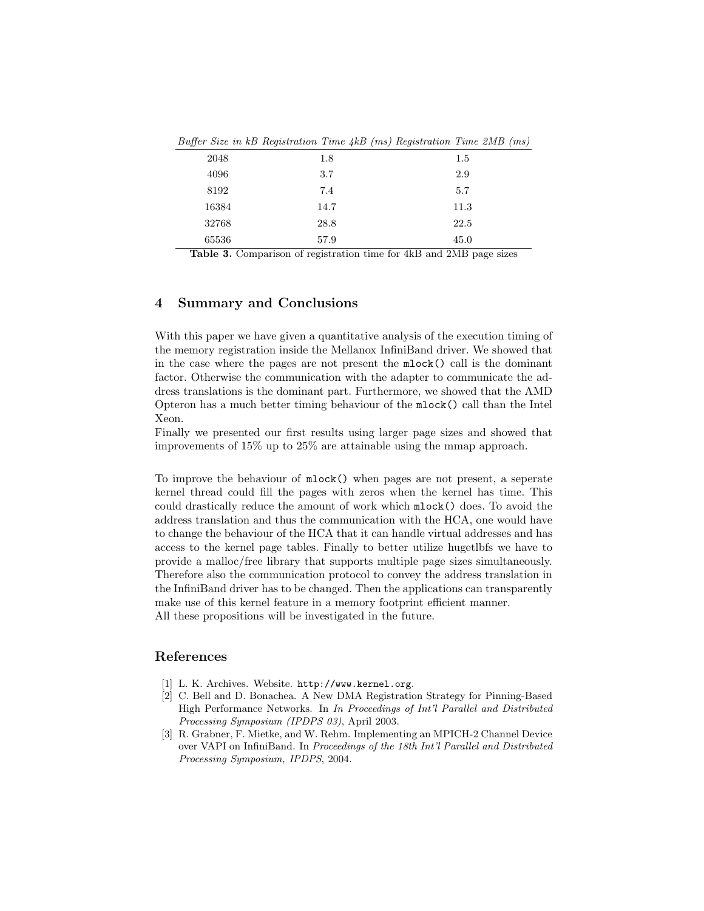| *Buffer Size in kB* | *Registration Time 4kB (ms)* | *Registration Time 2MB (ms)* |
|---|---|---|
| 2048 | 1.8 | 1.5 |
| 4096 | 3.7 | 2.9 |
| 8192 | 7.4 | 5.7 |
| 16384 | 14.7 | 11.3 |
| 32768 | 28.8 | 22.5 |
| 65536 | 57.9 | 45.0 |

**Table 3.** Comparison of registration time for 4kB and 2MB page sizes

## 4 Summary and Conclusions

With this paper we have given a quantitative analysis of the execution timing of the memory registration inside the Mellanox InfiniBand driver. We showed that in the case where the pages are not present the `mlock()` call is the dominant factor. Otherwise the communication with the adapter to communicate the address translations is the dominant part. Furthermore, we showed that the AMD Opteron has a much better timing behaviour of the `mlock()` call than the Intel Xeon.
Finally we presented our first results using larger page sizes and showed that improvements of 15% up to 25% are attainable using the mmap approach.

To improve the behaviour of `mlock()` when pages are not present, a seperate kernel thread could fill the pages with zeros when the kernel has time. This could drastically reduce the amount of work which `mlock()` does. To avoid the address translation and thus the communication with the HCA, one would have to change the behaviour of the HCA that it can handle virtual addresses and has access to the kernel page tables. Finally to better utilize hugetlbfs we have to provide a malloc/free library that supports multiple page sizes simultaneously. Therefore also the communication protocol to convey the address translation in the InfiniBand driver has to be changed. Then the applications can transparently make use of this kernel feature in a memory footprint efficient manner.
All these propositions will be investigated in the future.

## References

[1] L. K. Archives. Website. `http://www.kernel.org`.

[2] C. Bell and D. Bonachea. A New DMA Registration Strategy for Pinning-Based High Performance Networks. In *In Proceedings of Int'l Parallel and Distributed Processing Symposium (IPDPS 03)*, April 2003.

[3] R. Grabner, F. Mietke, and W. Rehm. Implementing an MPICH-2 Channel Device over VAPI on InfiniBand. In *Proceedings of the 18th Int'l Parallel and Distributed Processing Symposium, IPDPS*, 2004.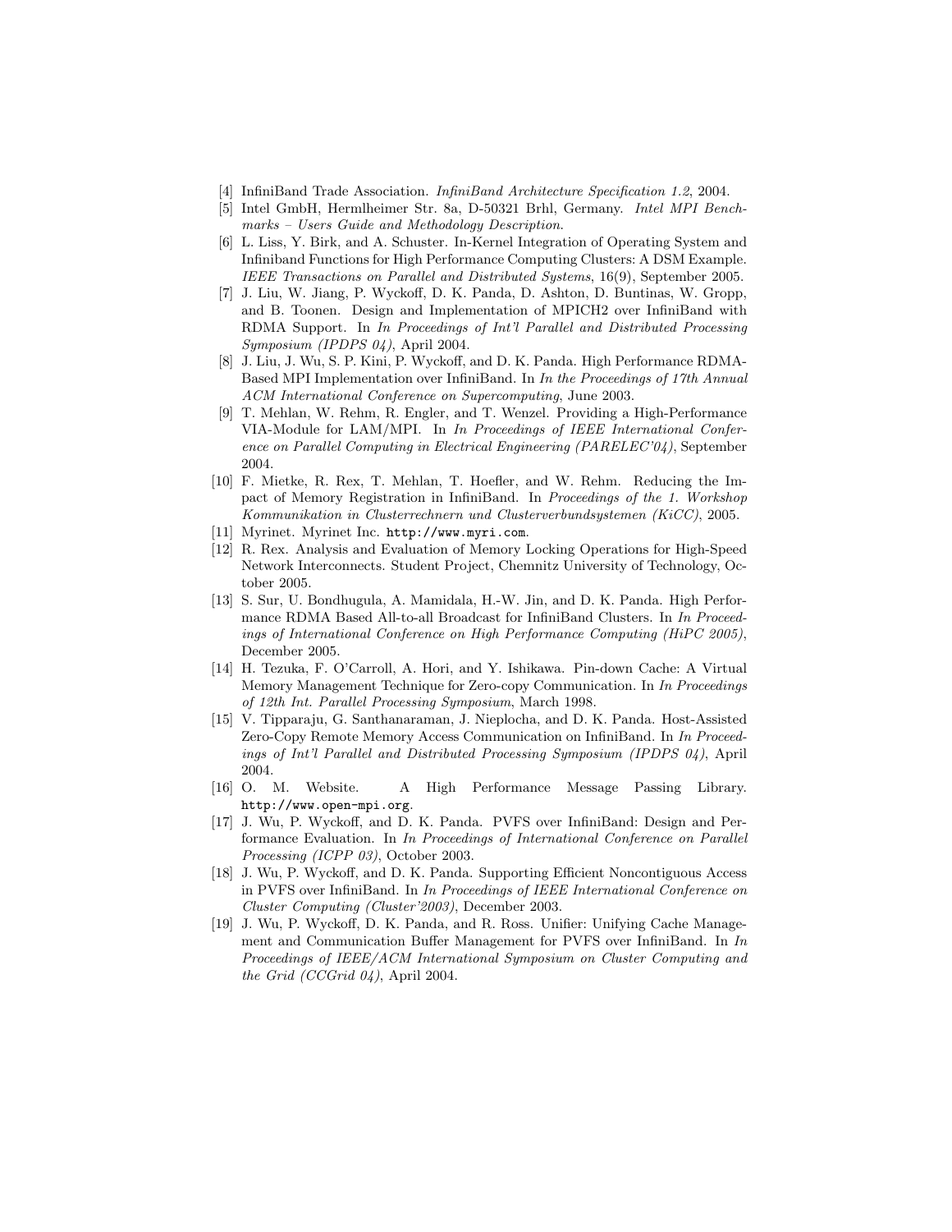[4] InfiniBand Trade Association. *InfiniBand Architecture Specification 1.2*, 2004.

[5] Intel GmbH, Hermlheimer Str. 8a, D-50321 Brhl, Germany. *Intel MPI Benchmarks – Users Guide and Methodology Description*.

[6] L. Liss, Y. Birk, and A. Schuster. In-Kernel Integration of Operating System and Infiniband Functions for High Performance Computing Clusters: A DSM Example. *IEEE Transactions on Parallel and Distributed Systems*, 16(9), September 2005.

[7] J. Liu, W. Jiang, P. Wyckoff, D. K. Panda, D. Ashton, D. Buntinas, W. Gropp, and B. Toonen. Design and Implementation of MPICH2 over InfiniBand with RDMA Support. In *In Proceedings of Int'l Parallel and Distributed Processing Symposium (IPDPS 04)*, April 2004.

[8] J. Liu, J. Wu, S. P. Kini, P. Wyckoff, and D. K. Panda. High Performance RDMA-Based MPI Implementation over InfiniBand. In *In the Proceedings of 17th Annual ACM International Conference on Supercomputing*, June 2003.

[9] T. Mehlan, W. Rehm, R. Engler, and T. Wenzel. Providing a High-Performance VIA-Module for LAM/MPI. In *In Proceedings of IEEE International Conference on Parallel Computing in Electrical Engineering (PARELEC'04)*, September 2004.

[10] F. Mietke, R. Rex, T. Mehlan, T. Hoefler, and W. Rehm. Reducing the Impact of Memory Registration in InfiniBand. In *Proceedings of the 1. Workshop Kommunikation in Clusterrechnern und Clusterverbundsystemen (KiCC)*, 2005.

[11] Myrinet. Myrinet Inc. `http://www.myri.com`.

[12] R. Rex. Analysis and Evaluation of Memory Locking Operations for High-Speed Network Interconnects. Student Project, Chemnitz University of Technology, October 2005.

[13] S. Sur, U. Bondhugula, A. Mamidala, H.-W. Jin, and D. K. Panda. High Performance RDMA Based All-to-all Broadcast for InfiniBand Clusters. In *In Proceedings of International Conference on High Performance Computing (HiPC 2005)*, December 2005.

[14] H. Tezuka, F. O'Carroll, A. Hori, and Y. Ishikawa. Pin-down Cache: A Virtual Memory Management Technique for Zero-copy Communication. In *In Proceedings of 12th Int. Parallel Processing Symposium*, March 1998.

[15] V. Tipparaju, G. Santhanaraman, J. Nieplocha, and D. K. Panda. Host-Assisted Zero-Copy Remote Memory Access Communication on InfiniBand. In *In Proceedings of Int'l Parallel and Distributed Processing Symposium (IPDPS 04)*, April 2004.

[16] O. M. Website. A High Performance Message Passing Library. `http://www.open-mpi.org`.

[17] J. Wu, P. Wyckoff, and D. K. Panda. PVFS over InfiniBand: Design and Performance Evaluation. In *In Proceedings of International Conference on Parallel Processing (ICPP 03)*, October 2003.

[18] J. Wu, P. Wyckoff, and D. K. Panda. Supporting Efficient Noncontiguous Access in PVFS over InfiniBand. In *In Proceedings of IEEE International Conference on Cluster Computing (Cluster'2003)*, December 2003.

[19] J. Wu, P. Wyckoff, D. K. Panda, and R. Ross. Unifier: Unifying Cache Management and Communication Buffer Management for PVFS over InfiniBand. In *In Proceedings of IEEE/ACM International Symposium on Cluster Computing and the Grid (CCGrid 04)*, April 2004.